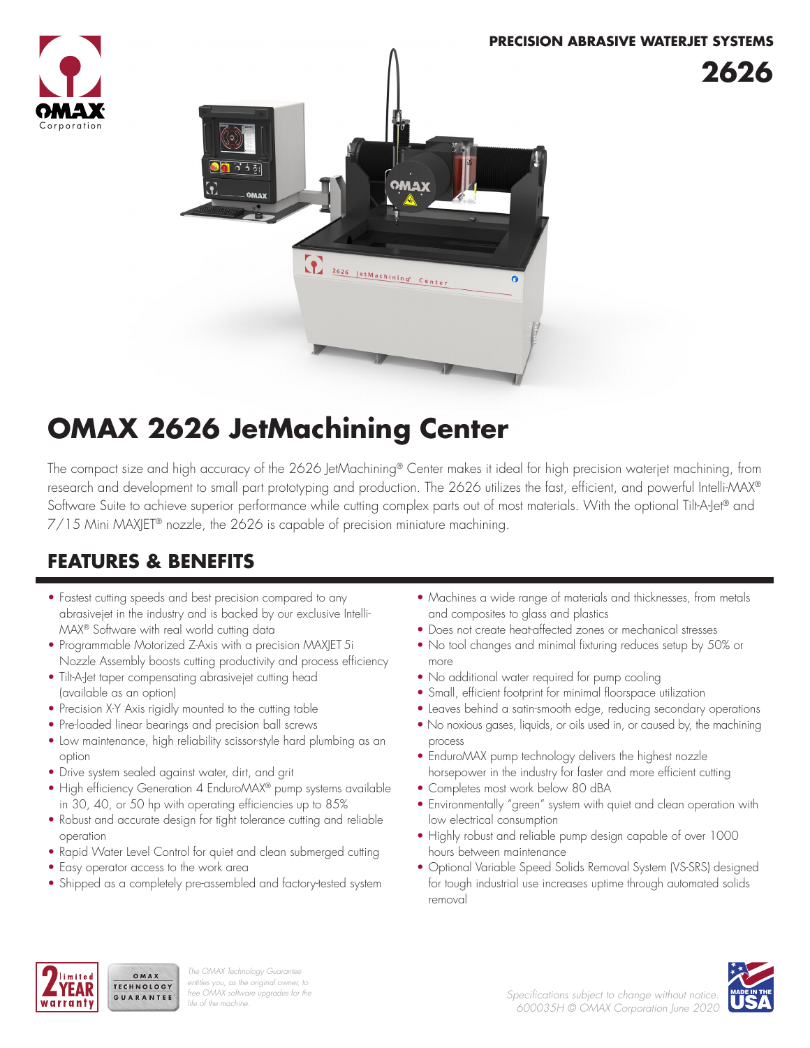PRECISION ABRASIVE WATERJET SYSTEMS

**2626**

# OMAX 2626 JetMachining Center

The compact size and high accuracy of the 2626 JetMachining® Center makes it ideal for high precision waterjet machining, from research and development to small part prototyping and production. The 2626 utilizes the fast, efficient, and powerful Intelli-MAX® Software Suite to achieve superior performance while cutting complex parts out of most materials. With the optional Tilt-A-Jet® and 7/15 Mini MAXJET® nozzle, the 2626 is capable of precision miniature machining.

## FEATURES & BENEFITS

- Fastest cutting speeds and best precision compared to any abrasivejet in the industry and is backed by our exclusive Intelli-MAX® Software with real world cutting data
- Programmable Motorized Z-Axis with a precision MAXJET 5i Nozzle Assembly boosts cutting productivity and process efficiency
- Tilt-A-Jet taper compensating abrasivejet cutting head (available as an option)
- Precision X-Y Axis rigidly mounted to the cutting table
- Pre-loaded linear bearings and precision ball screws
- Low maintenance, high reliability scissor-style hard plumbing as an option
- Drive system sealed against water, dirt, and grit
- High efficiency Generation 4 EnduroMAX® pump systems available in 30, 40, or 50 hp with operating efficiencies up to 85%
- Robust and accurate design for tight tolerance cutting and reliable operation
- Rapid Water Level Control for quiet and clean submerged cutting
- Easy operator access to the work area
- Shipped as a completely pre-assembled and factory-tested system
- Machines a wide range of materials and thicknesses, from metals and composites to glass and plastics
- Does not create heat-affected zones or mechanical stresses
- No tool changes and minimal fixturing reduces setup by 50% or more
- No additional water required for pump cooling
- Small, efficient footprint for minimal floorspace utilization
- Leaves behind a satin-smooth edge, reducing secondary operations
- No noxious gases, liquids, or oils used in, or caused by, the machining process
- EnduroMAX pump technology delivers the highest nozzle horsepower in the industry for faster and more efficient cutting
- Completes most work below 80 dBA
- Environmentally "green" system with quiet and clean operation with low electrical consumption
- Highly robust and reliable pump design capable of over 1000 hours between maintenance
- Optional Variable Speed Solids Removal System (VS-SRS) designed for tough industrial use increases uptime through automated solids removal

2 YEAR limited warranty

OMAX TECHNOLOGY GUARANTEE

*The OMAX Technology Guarantee entitles you, as the original owner, to free OMAX software upgrades for the life of the machine.*

*Specifications subject to change without notice.*
*600035H © OMAX Corporation June 2020*

MADE IN THE USA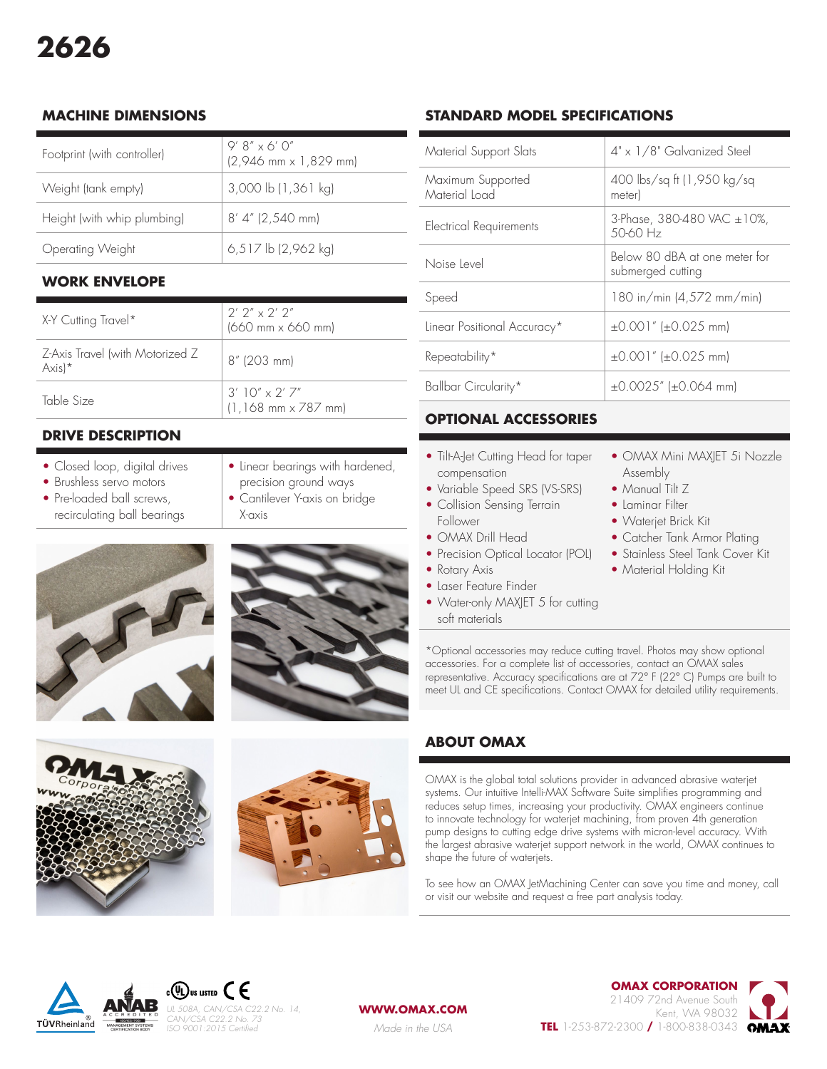# 2626

## MACHINE DIMENSIONS

| | |
|---|---|
| Footprint (with controller) | 9' 8" x 6' 0" (2,946 mm x 1,829 mm) |
| Weight (tank empty) | 3,000 lb (1,361 kg) |
| Height (with whip plumbing) | 8' 4" (2,540 mm) |
| Operating Weight | 6,517 lb (2,962 kg) |

## WORK ENVELOPE

| | |
|---|---|
| X-Y Cutting Travel* | 2' 2" x 2' 2" (660 mm x 660 mm) |
| Z-Axis Travel (with Motorized Z Axis)* | 8" (203 mm) |
| Table Size | 3' 10" x 2' 7" (1,168 mm x 787 mm) |

## DRIVE DESCRIPTION

- Closed loop, digital drives
- Brushless servo motors
- Pre-loaded ball screws, recirculating ball bearings
- Linear bearings with hardened, precision ground ways
- Cantilever Y-axis on bridge X-axis

## STANDARD MODEL SPECIFICATIONS

| | |
|---|---|
| Material Support Slats | 4" x 1/8" Galvanized Steel |
| Maximum Supported Material Load | 400 lbs/sq ft (1,950 kg/sq meter) |
| Electrical Requirements | 3-Phase, 380-480 VAC ±10%, 50-60 Hz |
| Noise Level | Below 80 dBA at one meter for submerged cutting |
| Speed | 180 in/min (4,572 mm/min) |
| Linear Positional Accuracy* | ±0.001" (±0.025 mm) |
| Repeatability* | ±0.001" (±0.025 mm) |
| Ballbar Circularity* | ±0.0025" (±0.064 mm) |

## OPTIONAL ACCESSORIES

- Tilt-A-Jet Cutting Head for taper compensation
- Variable Speed SRS (VS-SRS)
- Collision Sensing Terrain Follower
- OMAX Drill Head
- Precision Optical Locator (POL)
- Rotary Axis
- Laser Feature Finder
- Water-only MAXJET 5 for cutting soft materials
- OMAX Mini MAXJET 5i Nozzle Assembly
- Manual Tilt Z
- Laminar Filter
- Waterjet Brick Kit
- Catcher Tank Armor Plating
- Stainless Steel Tank Cover Kit
- Material Holding Kit

*Optional accessories may reduce cutting travel. Photos may show optional accessories. For a complete list of accessories, contact an OMAX sales representative. Accuracy specifications are at 72° F (22° C) Pumps are built to meet UL and CE specifications. Contact OMAX for detailed utility requirements.

## ABOUT OMAX

OMAX is the global total solutions provider in advanced abrasive waterjet systems. Our intuitive Intelli-MAX Software Suite simplifies programming and reduces setup times, increasing your productivity. OMAX engineers continue to innovate technology for waterjet machining, from proven 4th generation pump designs to cutting edge drive systems with micron-level accuracy. With the largest abrasive waterjet support network in the world, OMAX continues to shape the future of waterjets.

To see how an OMAX JetMachining Center can save you time and money, call or visit our website and request a free part analysis today.

*UL 508A, CAN/CSA C22.2 No. 14, CAN/CSA C22.2 No. 73*
*ISO 9001:2015 Certified*

**WWW.OMAX.COM**

*Made in the USA*

**OMAX CORPORATION**
21409 72nd Avenue South
Kent, WA 98032
**TEL** 1-253-872-2300 / 1-800-838-0343